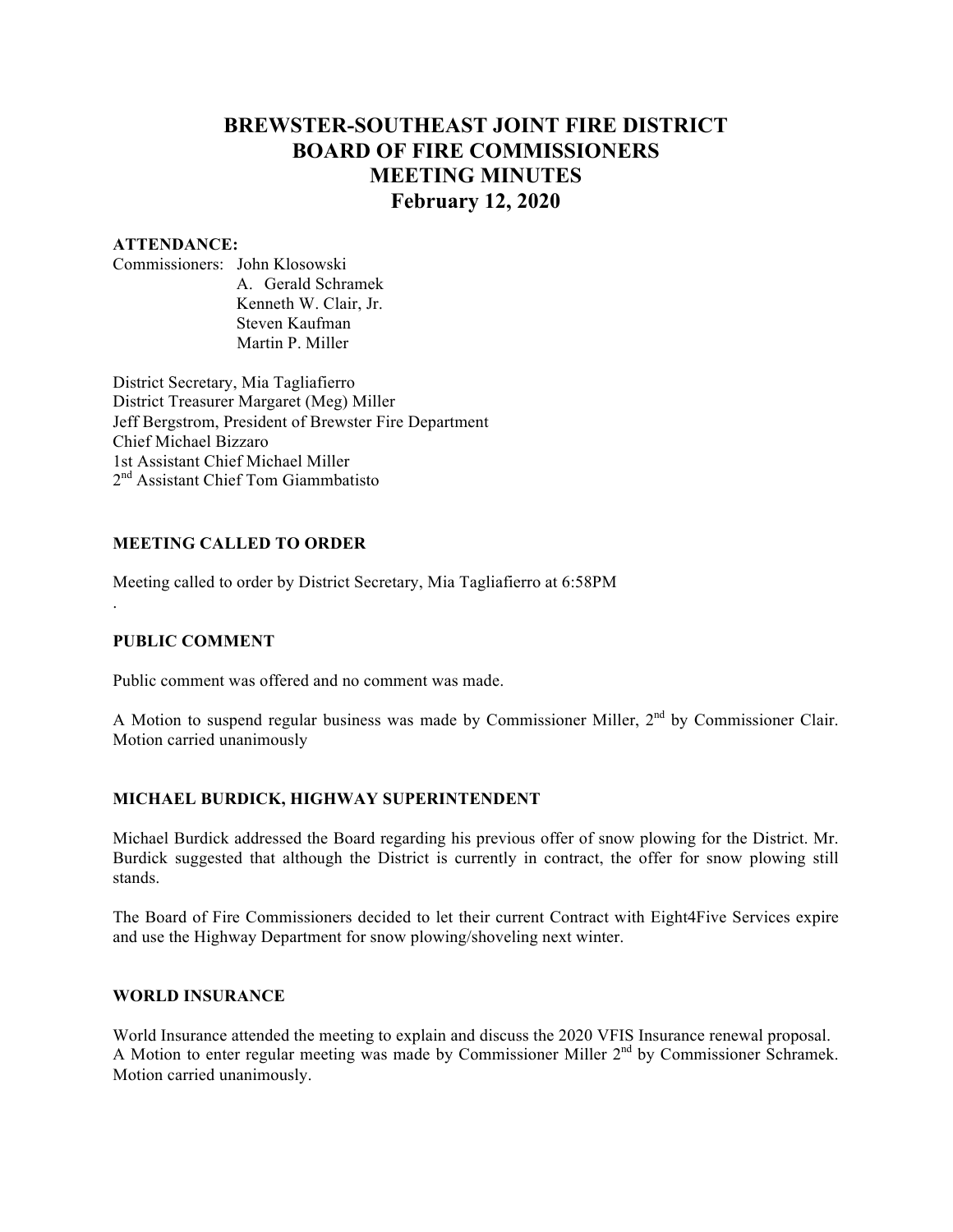# BREWSTER-SOUTHEAST JOINT FIRE DISTRICT
# BOARD OF FIRE COMMISSIONERS
# MEETING MINUTES
# February 12, 2020

**ATTENDANCE:**

Commissioners: John Klosowski
A. Gerald Schramek
Kenneth W. Clair, Jr.
Steven Kaufman
Martin P. Miller

District Secretary, Mia Tagliafierro
District Treasurer Margaret (Meg) Miller
Jeff Bergstrom, President of Brewster Fire Department
Chief Michael Bizzaro
1st Assistant Chief Michael Miller
2nd Assistant Chief Tom Giammbatisto

**MEETING CALLED TO ORDER**

Meeting called to order by District Secretary, Mia Tagliafierro at 6:58PM
.

**PUBLIC COMMENT**

Public comment was offered and no comment was made.

A Motion to suspend regular business was made by Commissioner Miller, 2nd by Commissioner Clair. Motion carried unanimously

**MICHAEL BURDICK, HIGHWAY SUPERINTENDENT**

Michael Burdick addressed the Board regarding his previous offer of snow plowing for the District. Mr. Burdick suggested that although the District is currently in contract, the offer for snow plowing still stands.

The Board of Fire Commissioners decided to let their current Contract with Eight4Five Services expire and use the Highway Department for snow plowing/shoveling next winter.

**WORLD INSURANCE**

World Insurance attended the meeting to explain and discuss the 2020 VFIS Insurance renewal proposal. A Motion to enter regular meeting was made by Commissioner Miller 2nd by Commissioner Schramek. Motion carried unanimously.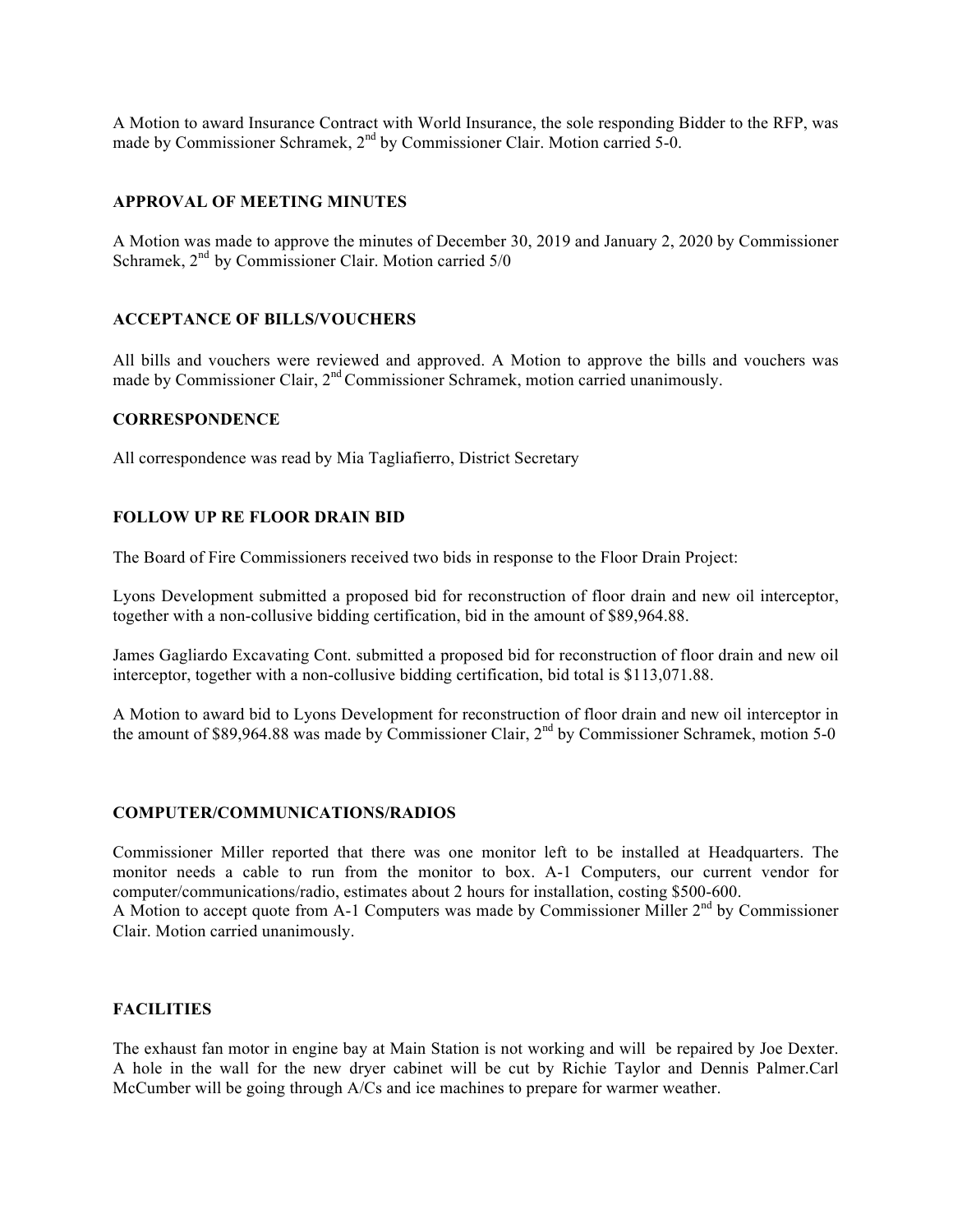A Motion to award Insurance Contract with World Insurance, the sole responding Bidder to the RFP, was made by Commissioner Schramek, 2nd by Commissioner Clair. Motion carried 5-0.

**APPROVAL OF MEETING MINUTES**

A Motion was made to approve the minutes of December 30, 2019 and January 2, 2020 by Commissioner Schramek, 2nd by Commissioner Clair. Motion carried 5/0

**ACCEPTANCE OF BILLS/VOUCHERS**

All bills and vouchers were reviewed and approved. A Motion to approve the bills and vouchers was made by Commissioner Clair, 2nd Commissioner Schramek, motion carried unanimously.

**CORRESPONDENCE**

All correspondence was read by Mia Tagliafierro, District Secretary

**FOLLOW UP RE FLOOR DRAIN BID**

The Board of Fire Commissioners received two bids in response to the Floor Drain Project:

Lyons Development submitted a proposed bid for reconstruction of floor drain and new oil interceptor, together with a non-collusive bidding certification, bid in the amount of $89,964.88.

James Gagliardo Excavating Cont. submitted a proposed bid for reconstruction of floor drain and new oil interceptor, together with a non-collusive bidding certification, bid total is $113,071.88.

A Motion to award bid to Lyons Development for reconstruction of floor drain and new oil interceptor in the amount of $89,964.88 was made by Commissioner Clair, 2nd by Commissioner Schramek, motion 5-0

**COMPUTER/COMMUNICATIONS/RADIOS**

Commissioner Miller reported that there was one monitor left to be installed at Headquarters. The monitor needs a cable to run from the monitor to box. A-1 Computers, our current vendor for computer/communications/radio, estimates about 2 hours for installation, costing $500-600.
A Motion to accept quote from A-1 Computers was made by Commissioner Miller 2nd by Commissioner Clair. Motion carried unanimously.

**FACILITIES**

The exhaust fan motor in engine bay at Main Station is not working and will be repaired by Joe Dexter. A hole in the wall for the new dryer cabinet will be cut by Richie Taylor and Dennis Palmer.Carl McCumber will be going through A/Cs and ice machines to prepare for warmer weather.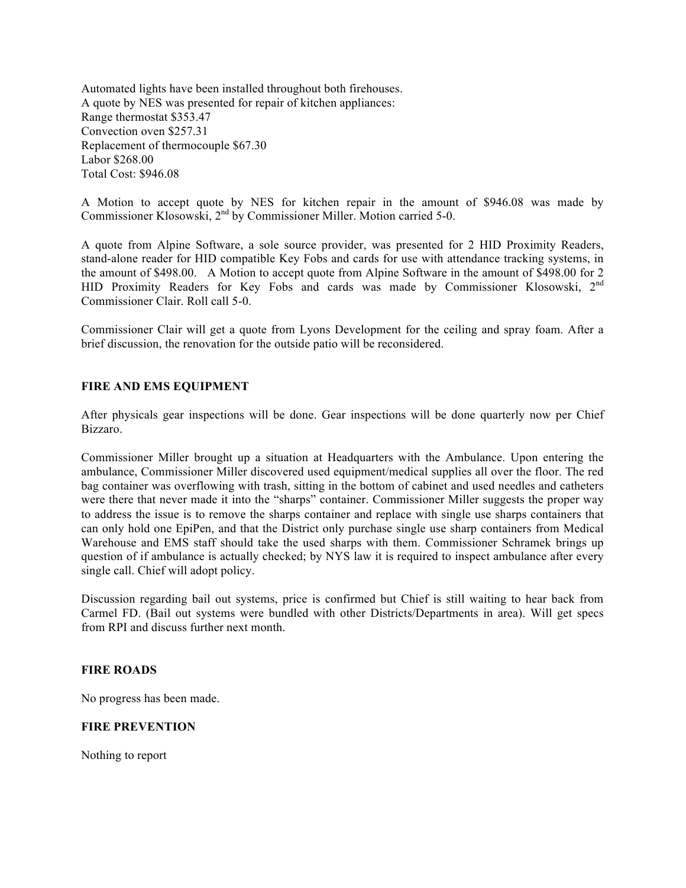Automated lights have been installed throughout both firehouses.
A quote by NES was presented for repair of kitchen appliances:
Range thermostat $353.47
Convection oven $257.31
Replacement of thermocouple $67.30
Labor $268.00
Total Cost: $946.08

A Motion to accept quote by NES for kitchen repair in the amount of $946.08 was made by Commissioner Klosowski, 2nd by Commissioner Miller. Motion carried 5-0.

A quote from Alpine Software, a sole source provider, was presented for 2 HID Proximity Readers, stand-alone reader for HID compatible Key Fobs and cards for use with attendance tracking systems, in the amount of $498.00. A Motion to accept quote from Alpine Software in the amount of $498.00 for 2 HID Proximity Readers for Key Fobs and cards was made by Commissioner Klosowski, 2nd Commissioner Clair. Roll call 5-0.

Commissioner Clair will get a quote from Lyons Development for the ceiling and spray foam. After a brief discussion, the renovation for the outside patio will be reconsidered.

**FIRE AND EMS EQUIPMENT**

After physicals gear inspections will be done. Gear inspections will be done quarterly now per Chief Bizzaro.

Commissioner Miller brought up a situation at Headquarters with the Ambulance. Upon entering the ambulance, Commissioner Miller discovered used equipment/medical supplies all over the floor. The red bag container was overflowing with trash, sitting in the bottom of cabinet and used needles and catheters were there that never made it into the "sharps" container. Commissioner Miller suggests the proper way to address the issue is to remove the sharps container and replace with single use sharps containers that can only hold one EpiPen, and that the District only purchase single use sharp containers from Medical Warehouse and EMS staff should take the used sharps with them. Commissioner Schramek brings up question of if ambulance is actually checked; by NYS law it is required to inspect ambulance after every single call. Chief will adopt policy.

Discussion regarding bail out systems, price is confirmed but Chief is still waiting to hear back from Carmel FD. (Bail out systems were bundled with other Districts/Departments in area). Will get specs from RPI and discuss further next month.

**FIRE ROADS**

No progress has been made.

**FIRE PREVENTION**

Nothing to report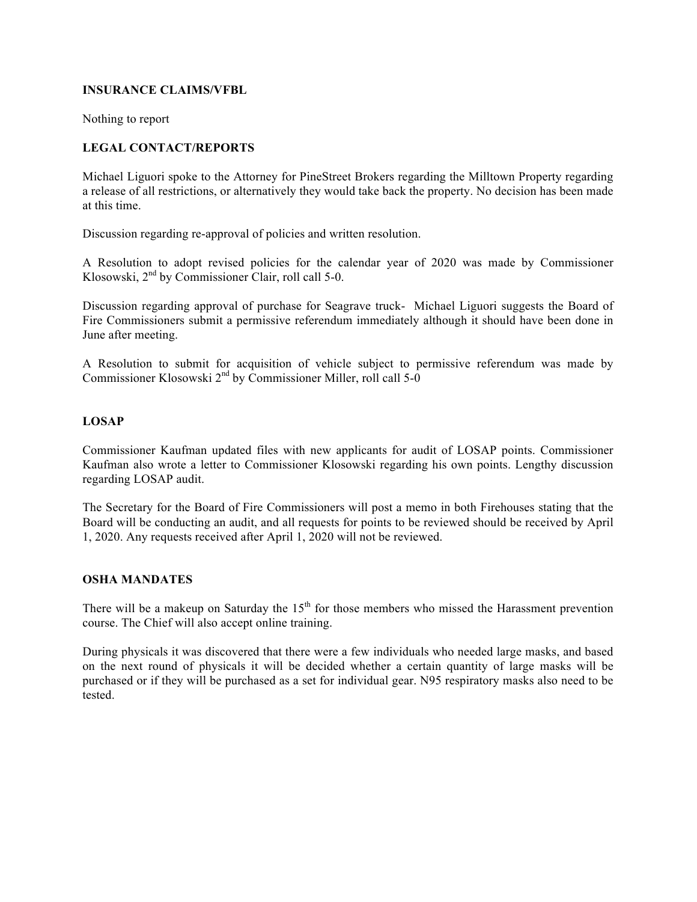**INSURANCE CLAIMS/VFBL**

Nothing to report

**LEGAL CONTACT/REPORTS**

Michael Liguori spoke to the Attorney for PineStreet Brokers regarding the Milltown Property regarding a release of all restrictions, or alternatively they would take back the property. No decision has been made at this time.

Discussion regarding re-approval of policies and written resolution.

A Resolution to adopt revised policies for the calendar year of 2020 was made by Commissioner Klosowski, 2nd by Commissioner Clair, roll call 5-0.

Discussion regarding approval of purchase for Seagrave truck- Michael Liguori suggests the Board of Fire Commissioners submit a permissive referendum immediately although it should have been done in June after meeting.

A Resolution to submit for acquisition of vehicle subject to permissive referendum was made by Commissioner Klosowski 2nd by Commissioner Miller, roll call 5-0

**LOSAP**

Commissioner Kaufman updated files with new applicants for audit of LOSAP points. Commissioner Kaufman also wrote a letter to Commissioner Klosowski regarding his own points. Lengthy discussion regarding LOSAP audit.

The Secretary for the Board of Fire Commissioners will post a memo in both Firehouses stating that the Board will be conducting an audit, and all requests for points to be reviewed should be received by April 1, 2020. Any requests received after April 1, 2020 will not be reviewed.

**OSHA MANDATES**

There will be a makeup on Saturday the 15th for those members who missed the Harassment prevention course. The Chief will also accept online training.

During physicals it was discovered that there were a few individuals who needed large masks, and based on the next round of physicals it will be decided whether a certain quantity of large masks will be purchased or if they will be purchased as a set for individual gear. N95 respiratory masks also need to be tested.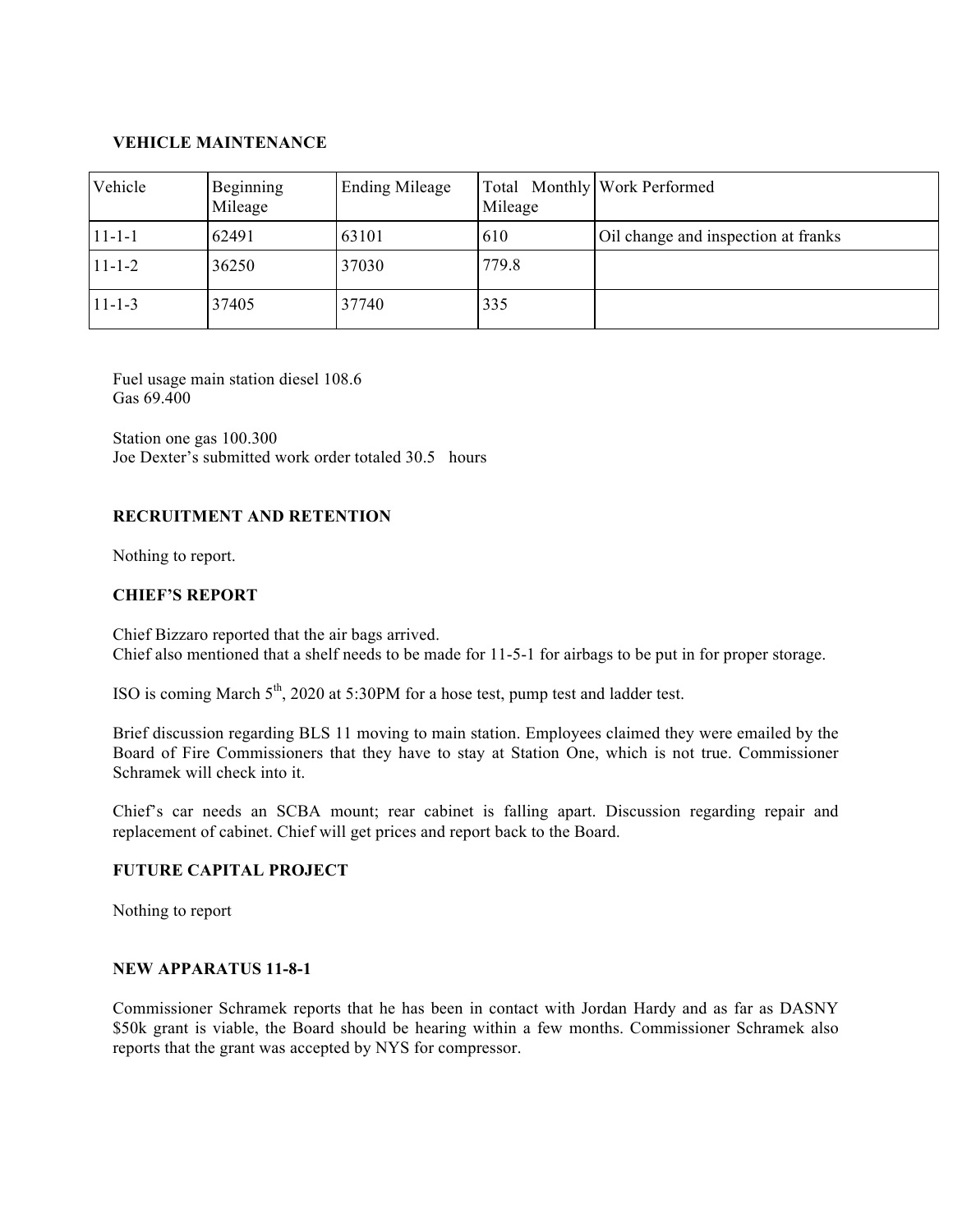**VEHICLE MAINTENANCE**

| Vehicle | Beginning Mileage | Ending Mileage | Total Monthly Mileage | Work Performed |
|---|---|---|---|---|
| 11-1-1 | 62491 | 63101 | 610 | Oil change and inspection at franks |
| 11-1-2 | 36250 | 37030 | 779.8 | |
| 11-1-3 | 37405 | 37740 | 335 | |

Fuel usage main station diesel 108.6
Gas 69.400

Station one gas 100.300
Joe Dexter's submitted work order totaled 30.5 hours

**RECRUITMENT AND RETENTION**

Nothing to report.

**CHIEF'S REPORT**

Chief Bizzaro reported that the air bags arrived.
Chief also mentioned that a shelf needs to be made for 11-5-1 for airbags to be put in for proper storage.

ISO is coming March 5th, 2020 at 5:30PM for a hose test, pump test and ladder test.

Brief discussion regarding BLS 11 moving to main station. Employees claimed they were emailed by the Board of Fire Commissioners that they have to stay at Station One, which is not true. Commissioner Schramek will check into it.

Chief's car needs an SCBA mount; rear cabinet is falling apart. Discussion regarding repair and replacement of cabinet. Chief will get prices and report back to the Board.

**FUTURE CAPITAL PROJECT**

Nothing to report

**NEW APPARATUS 11-8-1**

Commissioner Schramek reports that he has been in contact with Jordan Hardy and as far as DASNY $50k grant is viable, the Board should be hearing within a few months. Commissioner Schramek also reports that the grant was accepted by NYS for compressor.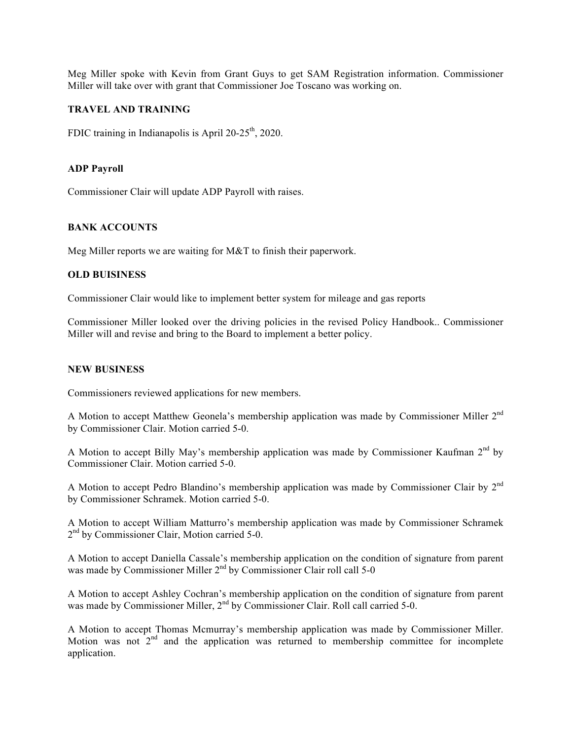Meg Miller spoke with Kevin from Grant Guys to get SAM Registration information. Commissioner Miller will take over with grant that Commissioner Joe Toscano was working on.

**TRAVEL AND TRAINING**

FDIC training in Indianapolis is April 20-25th, 2020.

**ADP Payroll**

Commissioner Clair will update ADP Payroll with raises.

**BANK ACCOUNTS**

Meg Miller reports we are waiting for M&T to finish their paperwork.

**OLD BUISINESS**

Commissioner Clair would like to implement better system for mileage and gas reports

Commissioner Miller looked over the driving policies in the revised Policy Handbook.. Commissioner Miller will and revise and bring to the Board to implement a better policy.

**NEW BUSINESS**

Commissioners reviewed applications for new members.

A Motion to accept Matthew Geonela's membership application was made by Commissioner Miller 2nd by Commissioner Clair. Motion carried 5-0.

A Motion to accept Billy May's membership application was made by Commissioner Kaufman 2nd by Commissioner Clair. Motion carried 5-0.

A Motion to accept Pedro Blandino's membership application was made by Commissioner Clair by 2nd by Commissioner Schramek. Motion carried 5-0.

A Motion to accept William Matturro's membership application was made by Commissioner Schramek 2nd by Commissioner Clair, Motion carried 5-0.

A Motion to accept Daniella Cassale's membership application on the condition of signature from parent was made by Commissioner Miller 2nd by Commissioner Clair roll call 5-0

A Motion to accept Ashley Cochran's membership application on the condition of signature from parent was made by Commissioner Miller, 2nd by Commissioner Clair. Roll call carried 5-0.

A Motion to accept Thomas Mcmurray's membership application was made by Commissioner Miller. Motion was not 2nd and the application was returned to membership committee for incomplete application.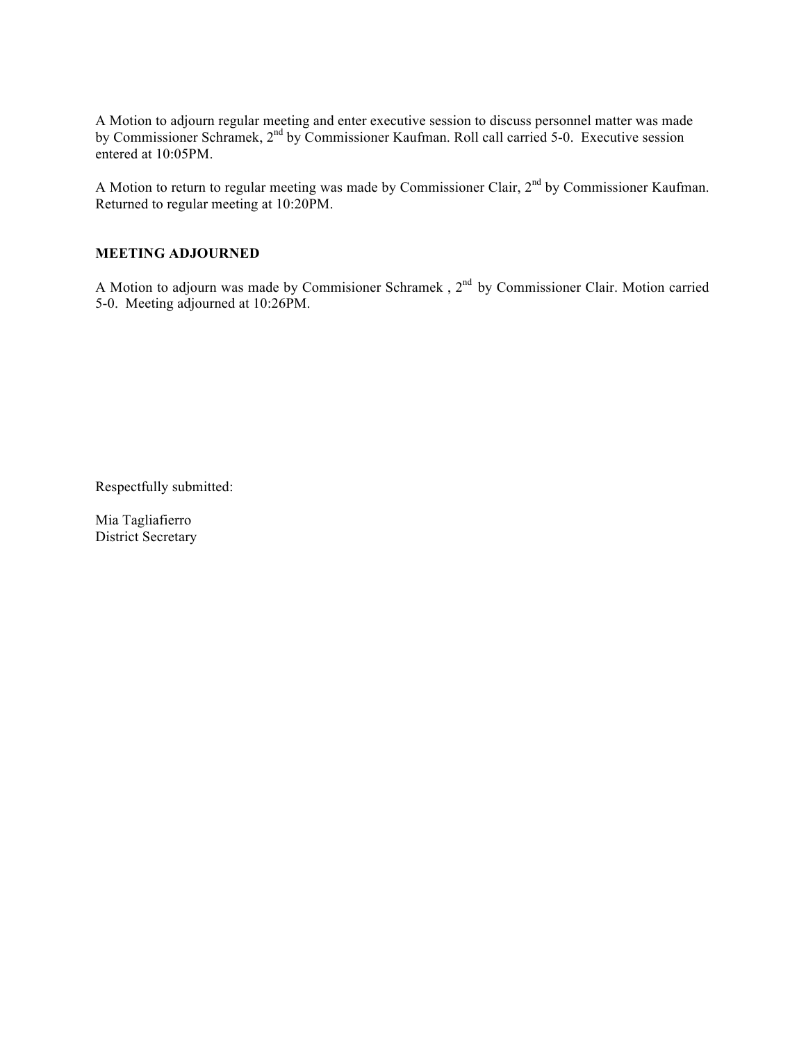A Motion to adjourn regular meeting and enter executive session to discuss personnel matter was made by Commissioner Schramek, 2nd by Commissioner Kaufman. Roll call carried 5-0. Executive session entered at 10:05PM.

A Motion to return to regular meeting was made by Commissioner Clair, 2nd by Commissioner Kaufman. Returned to regular meeting at 10:20PM.

**MEETING ADJOURNED**

A Motion to adjourn was made by Commisioner Schramek , 2nd by Commissioner Clair. Motion carried 5-0. Meeting adjourned at 10:26PM.

Respectfully submitted:

Mia Tagliafierro
District Secretary